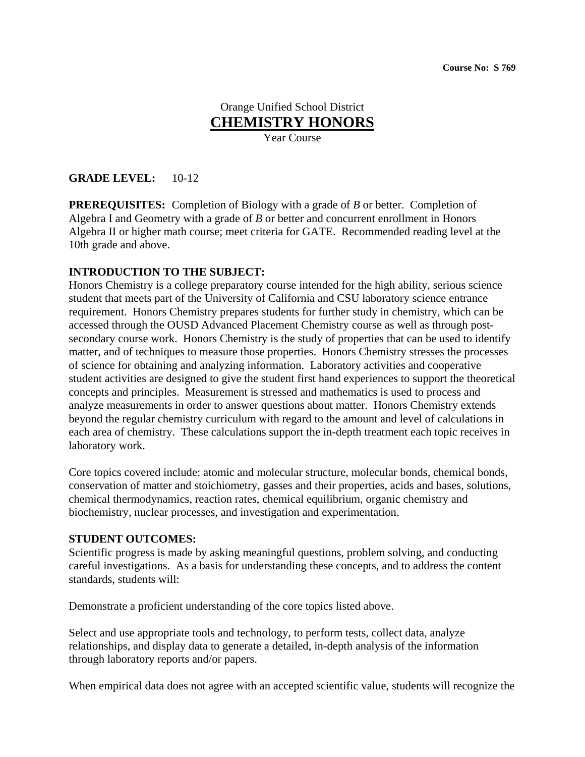**Course No: S 769**

Orange Unified School District

# CHEMISTRY HONORS

Year Course

**GRADE LEVEL:** 10-12

**PREREQUISITES:** Completion of Biology with a grade of *B* or better. Completion of Algebra I and Geometry with a grade of *B* or better and concurrent enrollment in Honors Algebra II or higher math course; meet criteria for GATE. Recommended reading level at the 10th grade and above.

**INTRODUCTION TO THE SUBJECT:**

Honors Chemistry is a college preparatory course intended for the high ability, serious science student that meets part of the University of California and CSU laboratory science entrance requirement. Honors Chemistry prepares students for further study in chemistry, which can be accessed through the OUSD Advanced Placement Chemistry course as well as through post-secondary course work. Honors Chemistry is the study of properties that can be used to identify matter, and of techniques to measure those properties. Honors Chemistry stresses the processes of science for obtaining and analyzing information. Laboratory activities and cooperative student activities are designed to give the student first hand experiences to support the theoretical concepts and principles. Measurement is stressed and mathematics is used to process and analyze measurements in order to answer questions about matter. Honors Chemistry extends beyond the regular chemistry curriculum with regard to the amount and level of calculations in each area of chemistry. These calculations support the in-depth treatment each topic receives in laboratory work.

Core topics covered include: atomic and molecular structure, molecular bonds, chemical bonds, conservation of matter and stoichiometry, gasses and their properties, acids and bases, solutions, chemical thermodynamics, reaction rates, chemical equilibrium, organic chemistry and biochemistry, nuclear processes, and investigation and experimentation.

**STUDENT OUTCOMES:**

Scientific progress is made by asking meaningful questions, problem solving, and conducting careful investigations. As a basis for understanding these concepts, and to address the content standards, students will:

Demonstrate a proficient understanding of the core topics listed above.

Select and use appropriate tools and technology, to perform tests, collect data, analyze relationships, and display data to generate a detailed, in-depth analysis of the information through laboratory reports and/or papers.

When empirical data does not agree with an accepted scientific value, students will recognize the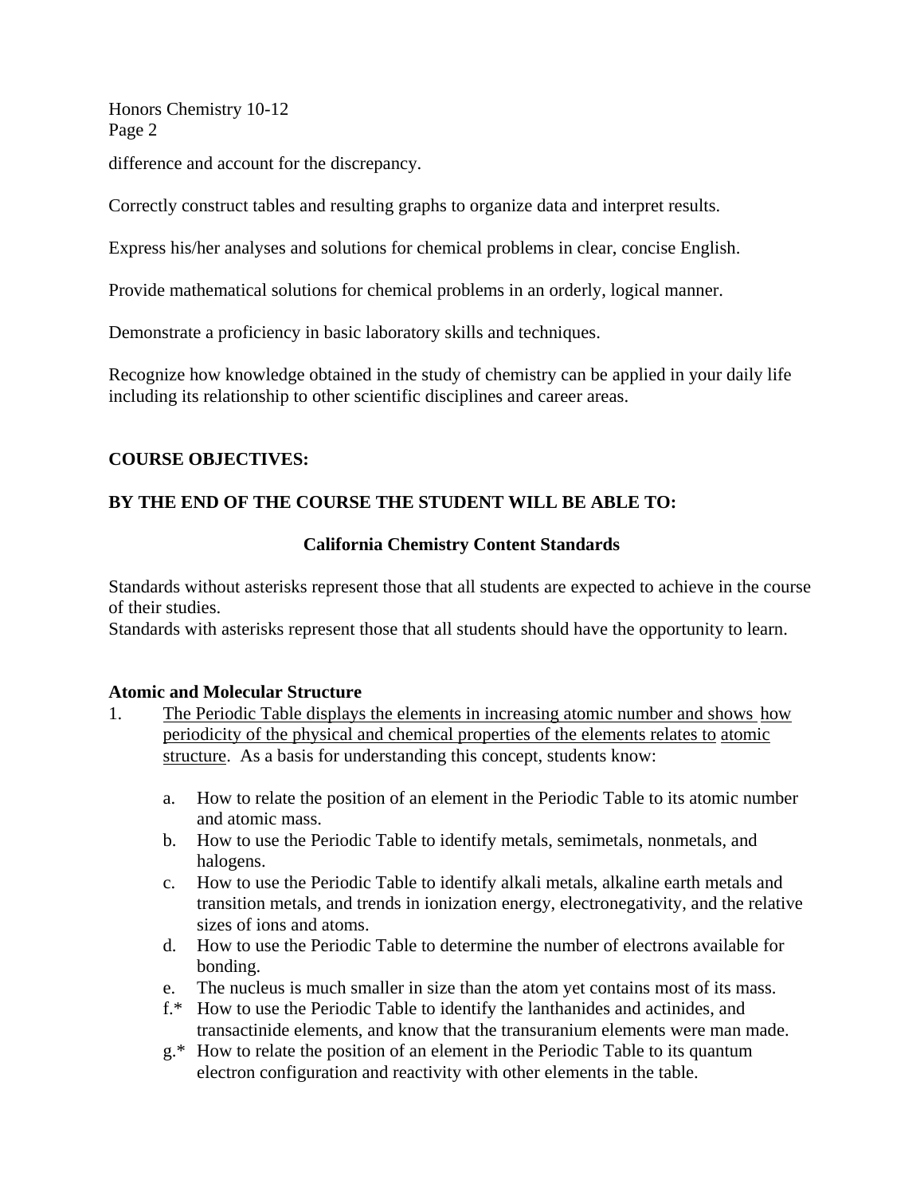difference and account for the discrepancy.

Correctly construct tables and resulting graphs to organize data and interpret results.

Express his/her analyses and solutions for chemical problems in clear, concise English.

Provide mathematical solutions for chemical problems in an orderly, logical manner.

Demonstrate a proficiency in basic laboratory skills and techniques.

Recognize how knowledge obtained in the study of chemistry can be applied in your daily life including its relationship to other scientific disciplines and career areas.

**COURSE OBJECTIVES:**

**BY THE END OF THE COURSE THE STUDENT WILL BE ABLE TO:**

**California Chemistry Content Standards**

Standards without asterisks represent those that all students are expected to achieve in the course of their studies.
Standards with asterisks represent those that all students should have the opportunity to learn.

**Atomic and Molecular Structure**

1. <u>The Periodic Table displays the elements in increasing atomic number and shows how periodicity of the physical and chemical properties of the elements relates to atomic structure</u>. As a basis for understanding this concept, students know:

   a. How to relate the position of an element in the Periodic Table to its atomic number and atomic mass.
   b. How to use the Periodic Table to identify metals, semimetals, nonmetals, and halogens.
   c. How to use the Periodic Table to identify alkali metals, alkaline earth metals and transition metals, and trends in ionization energy, electronegativity, and the relative sizes of ions and atoms.
   d. How to use the Periodic Table to determine the number of electrons available for bonding.
   e. The nucleus is much smaller in size than the atom yet contains most of its mass.
   f.* How to use the Periodic Table to identify the lanthanides and actinides, and transactinide elements, and know that the transuranium elements were man made.
   g.* How to relate the position of an element in the Periodic Table to its quantum electron configuration and reactivity with other elements in the table.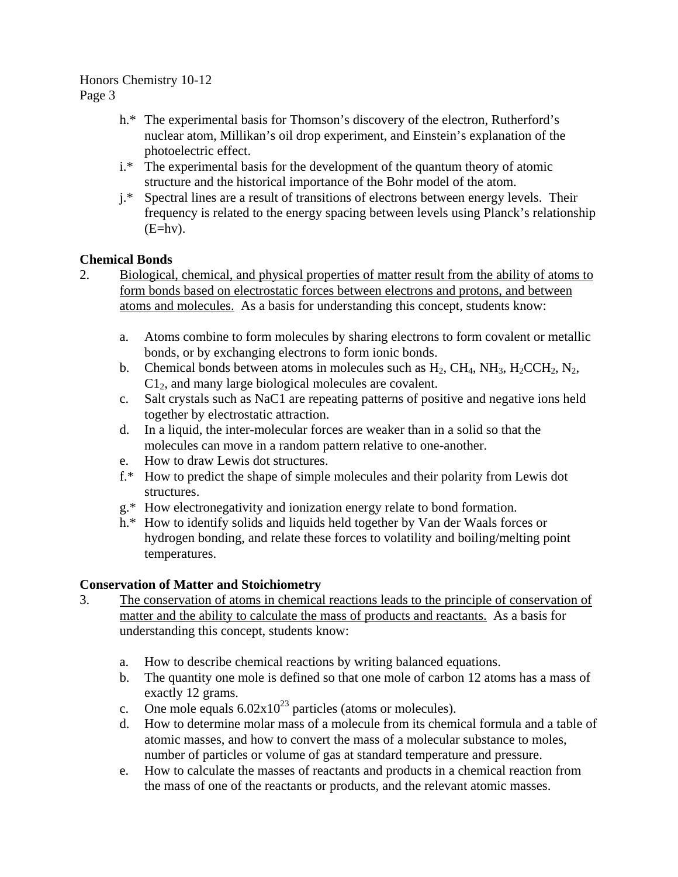h.* The experimental basis for Thomson's discovery of the electron, Rutherford's nuclear atom, Millikan's oil drop experiment, and Einstein's explanation of the photoelectric effect.

i.* The experimental basis for the development of the quantum theory of atomic structure and the historical importance of the Bohr model of the atom.

j.* Spectral lines are a result of transitions of electrons between energy levels. Their frequency is related to the energy spacing between levels using Planck's relationship ($E=hv$).

**Chemical Bonds**

2. <u>Biological, chemical, and physical properties of matter result from the ability of atoms to form bonds based on electrostatic forces between electrons and protons, and between atoms and molecules.</u> As a basis for understanding this concept, students know:

   a. Atoms combine to form molecules by sharing electrons to form covalent or metallic bonds, or by exchanging electrons to form ionic bonds.

   b. Chemical bonds between atoms in molecules such as $H_2$, $CH_4$, $NH_3$, $H_2CCH_2$, $N_2$, $C1_2$, and many large biological molecules are covalent.

   c. Salt crystals such as NaC1 are repeating patterns of positive and negative ions held together by electrostatic attraction.

   d. In a liquid, the inter-molecular forces are weaker than in a solid so that the molecules can move in a random pattern relative to one-another.

   e. How to draw Lewis dot structures.

   f.* How to predict the shape of simple molecules and their polarity from Lewis dot structures.

   g.* How electronegativity and ionization energy relate to bond formation.

   h.* How to identify solids and liquids held together by Van der Waals forces or hydrogen bonding, and relate these forces to volatility and boiling/melting point temperatures.

**Conservation of Matter and Stoichiometry**

3. <u>The conservation of atoms in chemical reactions leads to the principle of conservation of matter and the ability to calculate the mass of products and reactants.</u> As a basis for understanding this concept, students know:

   a. How to describe chemical reactions by writing balanced equations.

   b. The quantity one mole is defined so that one mole of carbon 12 atoms has a mass of exactly 12 grams.

   c. One mole equals $6.02 \times 10^{23}$ particles (atoms or molecules).

   d. How to determine molar mass of a molecule from its chemical formula and a table of atomic masses, and how to convert the mass of a molecular substance to moles, number of particles or volume of gas at standard temperature and pressure.

   e. How to calculate the masses of reactants and products in a chemical reaction from the mass of one of the reactants or products, and the relevant atomic masses.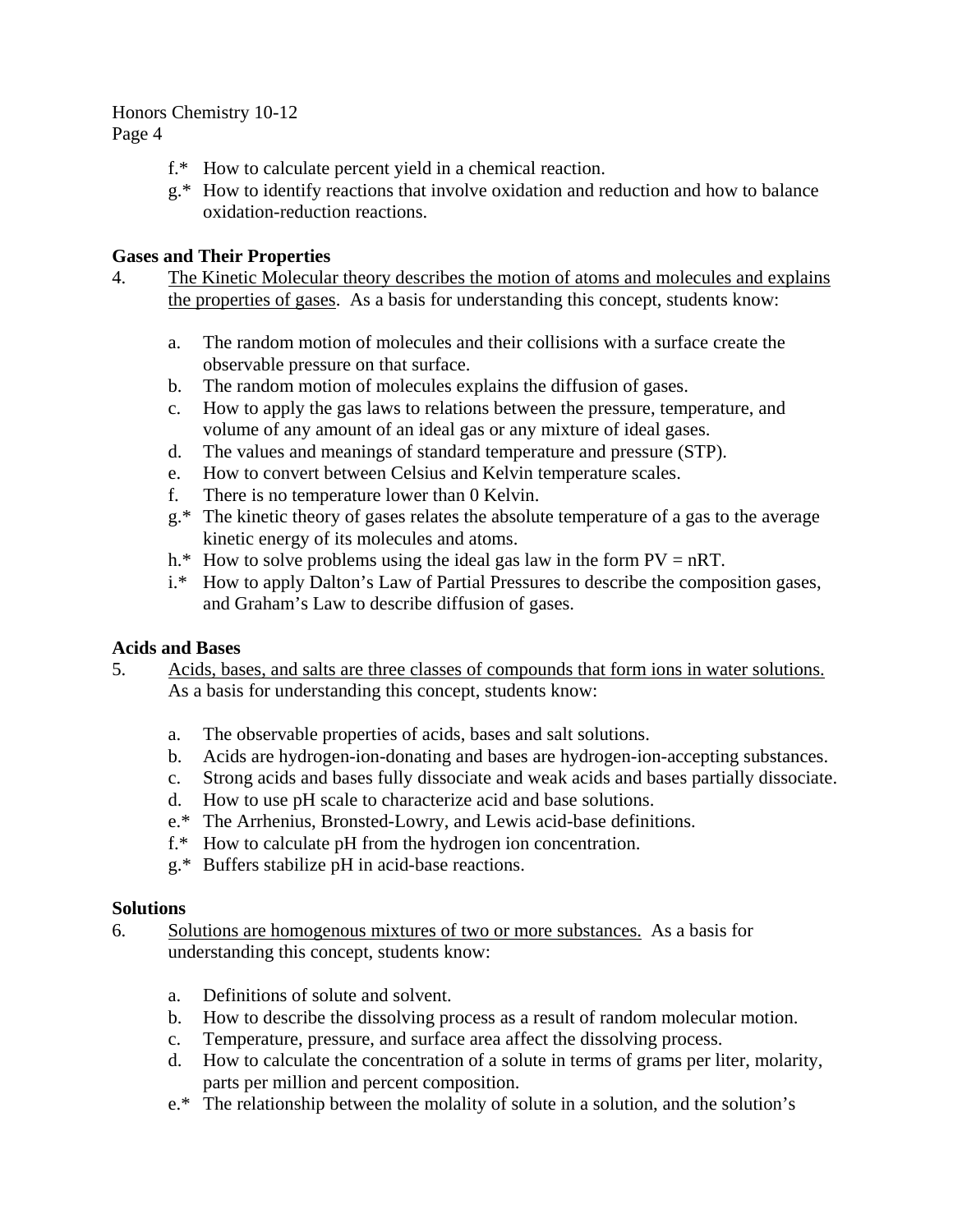f.* How to calculate percent yield in a chemical reaction.

g.* How to identify reactions that involve oxidation and reduction and how to balance oxidation-reduction reactions.

**Gases and Their Properties**

4. The Kinetic Molecular theory describes the motion of atoms and molecules and explains the properties of gases. As a basis for understanding this concept, students know:

   a. The random motion of molecules and their collisions with a surface create the observable pressure on that surface.
   b. The random motion of molecules explains the diffusion of gases.
   c. How to apply the gas laws to relations between the pressure, temperature, and volume of any amount of an ideal gas or any mixture of ideal gases.
   d. The values and meanings of standard temperature and pressure (STP).
   e. How to convert between Celsius and Kelvin temperature scales.
   f. There is no temperature lower than 0 Kelvin.
   g.* The kinetic theory of gases relates the absolute temperature of a gas to the average kinetic energy of its molecules and atoms.
   h.* How to solve problems using the ideal gas law in the form $PV = nRT$.
   i.* How to apply Dalton's Law of Partial Pressures to describe the composition gases, and Graham's Law to describe diffusion of gases.

**Acids and Bases**

5. Acids, bases, and salts are three classes of compounds that form ions in water solutions. As a basis for understanding this concept, students know:

   a. The observable properties of acids, bases and salt solutions.
   b. Acids are hydrogen-ion-donating and bases are hydrogen-ion-accepting substances.
   c. Strong acids and bases fully dissociate and weak acids and bases partially dissociate.
   d. How to use pH scale to characterize acid and base solutions.
   e.* The Arrhenius, Bronsted-Lowry, and Lewis acid-base definitions.
   f.* How to calculate pH from the hydrogen ion concentration.
   g.* Buffers stabilize pH in acid-base reactions.

**Solutions**

6. Solutions are homogenous mixtures of two or more substances. As a basis for understanding this concept, students know:

   a. Definitions of solute and solvent.
   b. How to describe the dissolving process as a result of random molecular motion.
   c. Temperature, pressure, and surface area affect the dissolving process.
   d. How to calculate the concentration of a solute in terms of grams per liter, molarity, parts per million and percent composition.
   e.* The relationship between the molality of solute in a solution, and the solution's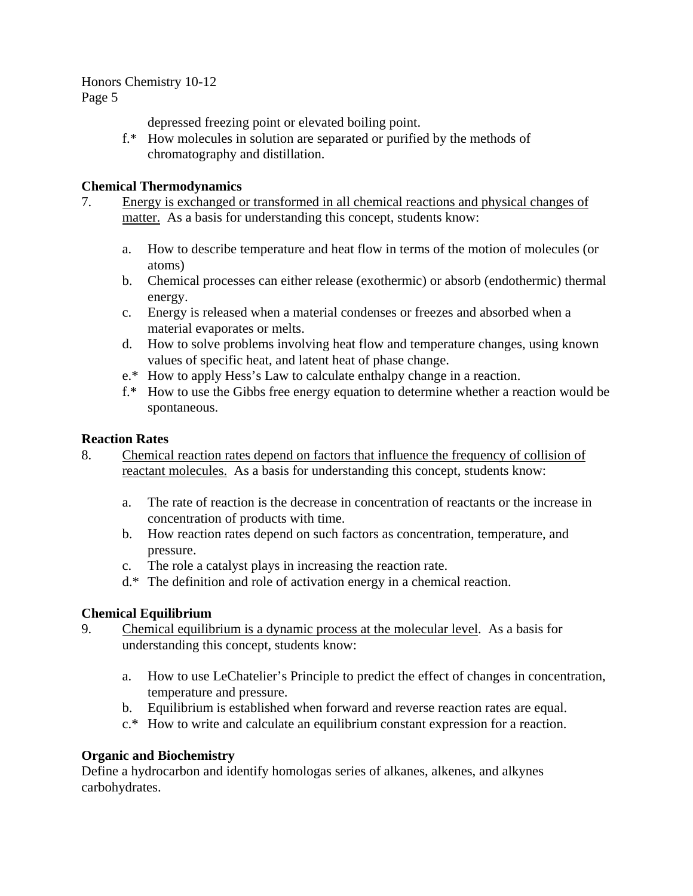depressed freezing point or elevated boiling point.

f.* How molecules in solution are separated or purified by the methods of chromatography and distillation.

**Chemical Thermodynamics**

7. <u>Energy is exchanged or transformed in all chemical reactions and physical changes of matter.</u> As a basis for understanding this concept, students know:

   a. How to describe temperature and heat flow in terms of the motion of molecules (or atoms)
   b. Chemical processes can either release (exothermic) or absorb (endothermic) thermal energy.
   c. Energy is released when a material condenses or freezes and absorbed when a material evaporates or melts.
   d. How to solve problems involving heat flow and temperature changes, using known values of specific heat, and latent heat of phase change.
   e.* How to apply Hess's Law to calculate enthalpy change in a reaction.
   f.* How to use the Gibbs free energy equation to determine whether a reaction would be spontaneous.

**Reaction Rates**

8. <u>Chemical reaction rates depend on factors that influence the frequency of collision of reactant molecules.</u> As a basis for understanding this concept, students know:

   a. The rate of reaction is the decrease in concentration of reactants or the increase in concentration of products with time.
   b. How reaction rates depend on such factors as concentration, temperature, and pressure.
   c. The role a catalyst plays in increasing the reaction rate.
   d.* The definition and role of activation energy in a chemical reaction.

**Chemical Equilibrium**

9. <u>Chemical equilibrium is a dynamic process at the molecular level</u>. As a basis for understanding this concept, students know:

   a. How to use LeChatelier's Principle to predict the effect of changes in concentration, temperature and pressure.
   b. Equilibrium is established when forward and reverse reaction rates are equal.
   c.* How to write and calculate an equilibrium constant expression for a reaction.

**Organic and Biochemistry**

Define a hydrocarbon and identify homologas series of alkanes, alkenes, and alkynes carbohydrates.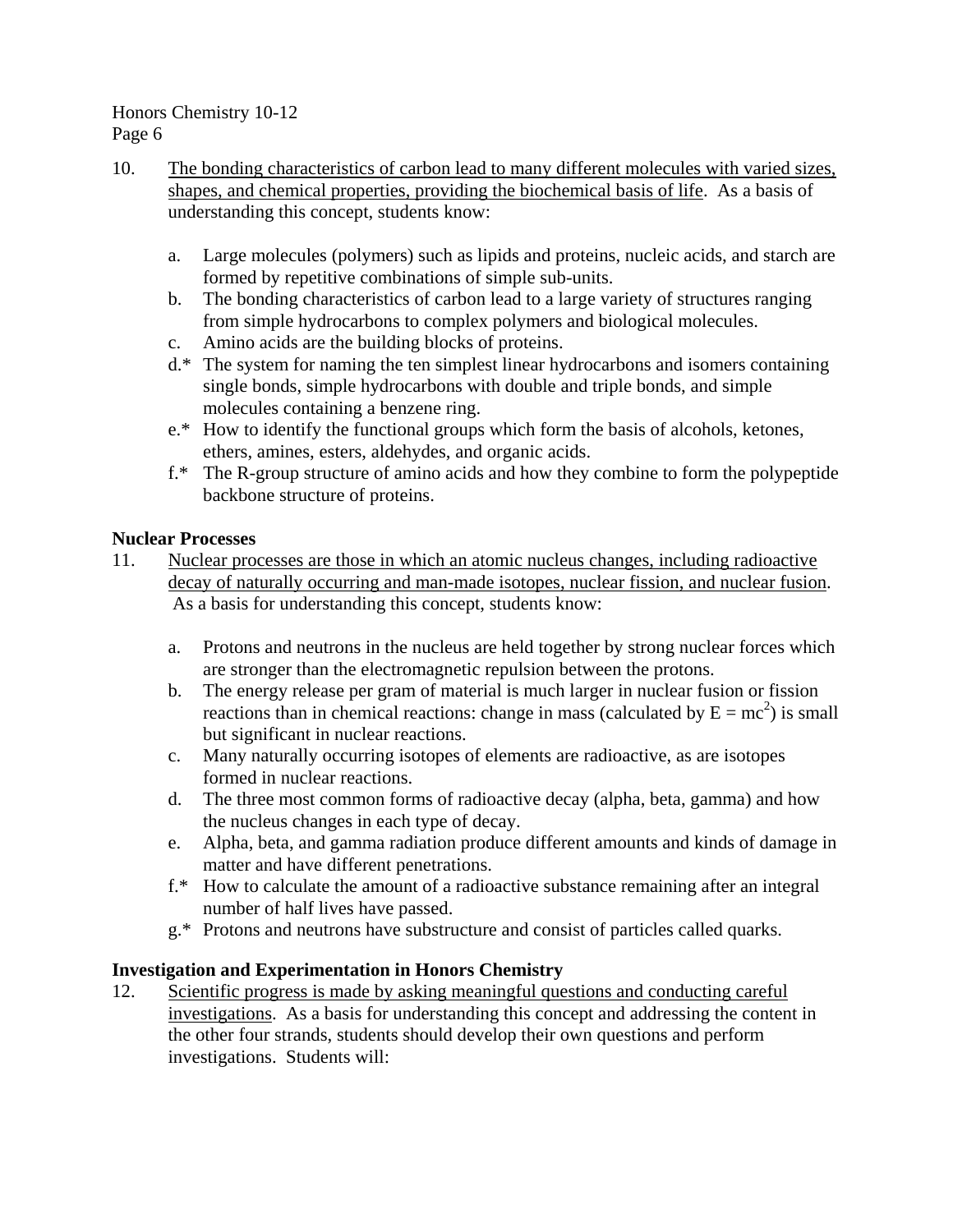10. <u>The bonding characteristics of carbon lead to many different molecules with varied sizes, shapes, and chemical properties, providing the biochemical basis of life</u>. As a basis of understanding this concept, students know:

    a. Large molecules (polymers) such as lipids and proteins, nucleic acids, and starch are formed by repetitive combinations of simple sub-units.
    b. The bonding characteristics of carbon lead to a large variety of structures ranging from simple hydrocarbons to complex polymers and biological molecules.
    c. Amino acids are the building blocks of proteins.
    d.* The system for naming the ten simplest linear hydrocarbons and isomers containing single bonds, simple hydrocarbons with double and triple bonds, and simple molecules containing a benzene ring.
    e.* How to identify the functional groups which form the basis of alcohols, ketones, ethers, amines, esters, aldehydes, and organic acids.
    f.* The R-group structure of amino acids and how they combine to form the polypeptide backbone structure of proteins.

**Nuclear Processes**

11. <u>Nuclear processes are those in which an atomic nucleus changes, including radioactive decay of naturally occurring and man-made isotopes, nuclear fission, and nuclear fusion</u>. As a basis for understanding this concept, students know:

    a. Protons and neutrons in the nucleus are held together by strong nuclear forces which are stronger than the electromagnetic repulsion between the protons.
    b. The energy release per gram of material is much larger in nuclear fusion or fission reactions than in chemical reactions: change in mass (calculated by $E = mc^2$) is small but significant in nuclear reactions.
    c. Many naturally occurring isotopes of elements are radioactive, as are isotopes formed in nuclear reactions.
    d. The three most common forms of radioactive decay (alpha, beta, gamma) and how the nucleus changes in each type of decay.
    e. Alpha, beta, and gamma radiation produce different amounts and kinds of damage in matter and have different penetrations.
    f.* How to calculate the amount of a radioactive substance remaining after an integral number of half lives have passed.
    g.* Protons and neutrons have substructure and consist of particles called quarks.

**Investigation and Experimentation in Honors Chemistry**

12. <u>Scientific progress is made by asking meaningful questions and conducting careful investigations</u>. As a basis for understanding this concept and addressing the content in the other four strands, students should develop their own questions and perform investigations. Students will: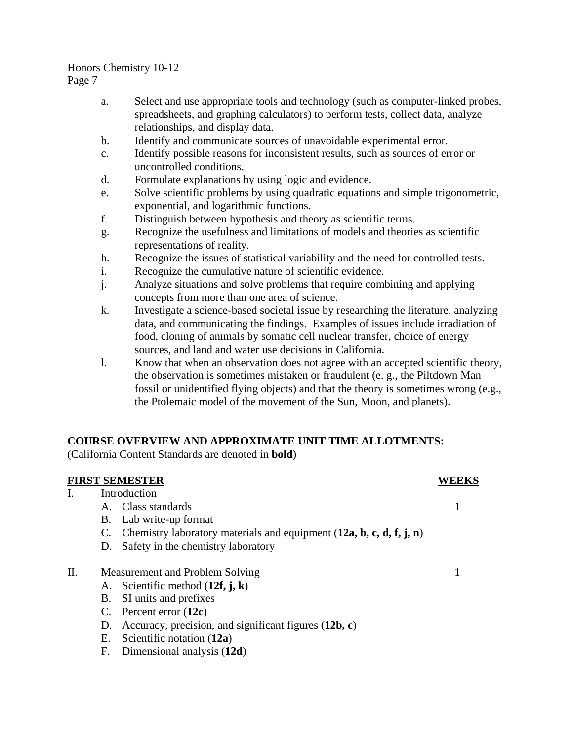a. Select and use appropriate tools and technology (such as computer-linked probes, spreadsheets, and graphing calculators) to perform tests, collect data, analyze relationships, and display data.
b. Identify and communicate sources of unavoidable experimental error.
c. Identify possible reasons for inconsistent results, such as sources of error or uncontrolled conditions.
d. Formulate explanations by using logic and evidence.
e. Solve scientific problems by using quadratic equations and simple trigonometric, exponential, and logarithmic functions.
f. Distinguish between hypothesis and theory as scientific terms.
g. Recognize the usefulness and limitations of models and theories as scientific representations of reality.
h. Recognize the issues of statistical variability and the need for controlled tests.
i. Recognize the cumulative nature of scientific evidence.
j. Analyze situations and solve problems that require combining and applying concepts from more than one area of science.
k. Investigate a science-based societal issue by researching the literature, analyzing data, and communicating the findings. Examples of issues include irradiation of food, cloning of animals by somatic cell nuclear transfer, choice of energy sources, and land and water use decisions in California.
l. Know that when an observation does not agree with an accepted scientific theory, the observation is sometimes mistaken or fraudulent (e. g., the Piltdown Man fossil or unidentified flying objects) and that the theory is sometimes wrong (e.g., the Ptolemaic model of the movement of the Sun, Moon, and planets).

**COURSE OVERVIEW AND APPROXIMATE UNIT TIME ALLOTMENTS:**
(California Content Standards are denoted in **bold**)

| FIRST SEMESTER | WEEKS |
|---|---|
| I. Introduction | |
| A. Class standards | 1 |
| B. Lab write-up format | |
| C. Chemistry laboratory materials and equipment (**12a, b, c, d, f, j, n**) | |
| D. Safety in the chemistry laboratory | |
| II. Measurement and Problem Solving | 1 |
| A. Scientific method (**12f, j, k**) | |
| B. SI units and prefixes | |
| C. Percent error (**12c**) | |
| D. Accuracy, precision, and significant figures (**12b, c**) | |
| E. Scientific notation (**12a**) | |
| F. Dimensional analysis (**12d**) | |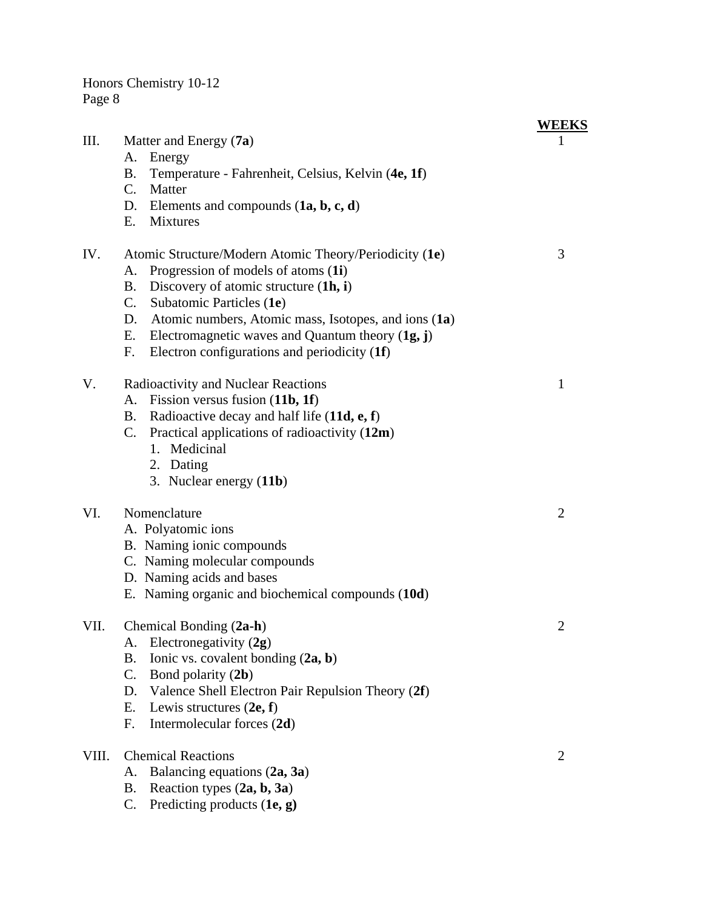| | | WEEKS |
|---|---|---|
| III. | Matter and Energy (**7a**) | 1 |
| | A. Energy | |
| | B. Temperature - Fahrenheit, Celsius, Kelvin (**4e, 1f**) | |
| | C. Matter | |
| | D. Elements and compounds (**1a, b, c, d**) | |
| | E. Mixtures | |
| IV. | Atomic Structure/Modern Atomic Theory/Periodicity (**1e**) | 3 |
| | A. Progression of models of atoms (**1i**) | |
| | B. Discovery of atomic structure (**1h, i**) | |
| | C. Subatomic Particles (**1e**) | |
| | D. Atomic numbers, Atomic mass, Isotopes, and ions (**1a**) | |
| | E. Electromagnetic waves and Quantum theory (**1g, j**) | |
| | F. Electron configurations and periodicity (**1f**) | |
| V. | Radioactivity and Nuclear Reactions | 1 |
| | A. Fission versus fusion (**11b, 1f**) | |
| | B. Radioactive decay and half life (**11d, e, f**) | |
| | C. Practical applications of radioactivity (**12m**) | |
| | 1. Medicinal | |
| | 2. Dating | |
| | 3. Nuclear energy (**11b**) | |
| VI. | Nomenclature | 2 |
| | A. Polyatomic ions | |
| | B. Naming ionic compounds | |
| | C. Naming molecular compounds | |
| | D. Naming acids and bases | |
| | E. Naming organic and biochemical compounds (**10d**) | |
| VII. | Chemical Bonding (**2a-h**) | 2 |
| | A. Electronegativity (**2g**) | |
| | B. Ionic vs. covalent bonding (**2a, b**) | |
| | C. Bond polarity (**2b**) | |
| | D. Valence Shell Electron Pair Repulsion Theory (**2f**) | |
| | E. Lewis structures (**2e, f**) | |
| | F. Intermolecular forces (**2d**) | |
| VIII. | Chemical Reactions | 2 |
| | A. Balancing equations (**2a, 3a**) | |
| | B. Reaction types (**2a, b, 3a**) | |
| | C. Predicting products (**1e, g)** | |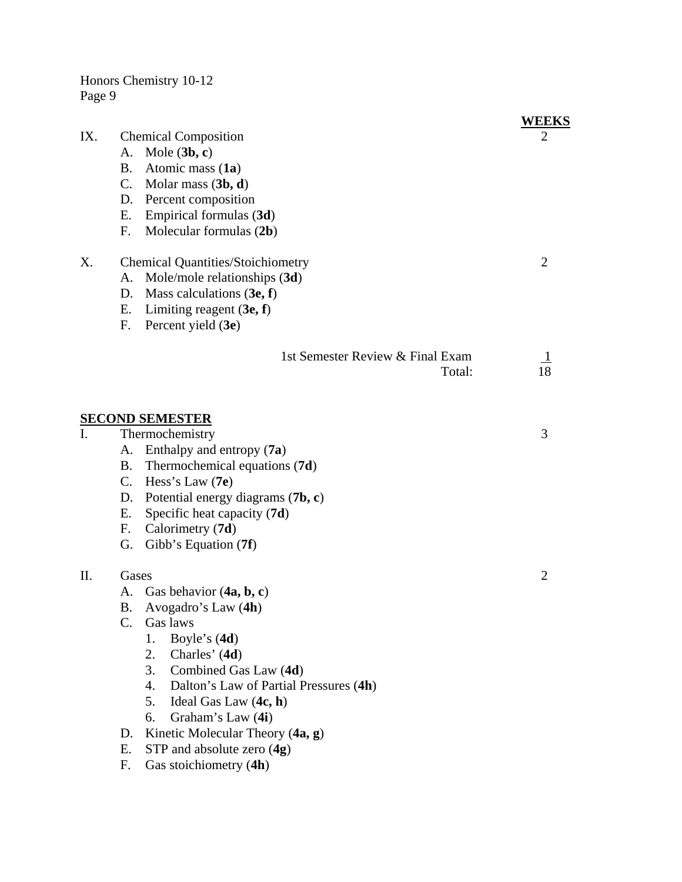| | | WEEKS |
|---|---|---|
| IX. | Chemical Composition | 2 |
| | A. Mole (**3b, c**) | |
| | B. Atomic mass (**1a**) | |
| | C. Molar mass (**3b, d**) | |
| | D. Percent composition | |
| | E. Empirical formulas (**3d**) | |
| | F. Molecular formulas (**2b**) | |
| X. | Chemical Quantities/Stoichiometry | 2 |
| | A. Mole/mole relationships (**3d**) | |
| | D. Mass calculations (**3e, f**) | |
| | E. Limiting reagent (**3e, f**) | |
| | F. Percent yield (**3e**) | |
| | 1st Semester Review & Final Exam | 1 |
| | Total: | 18 |

## SECOND SEMESTER

| | | |
|---|---|---|
| I. | Thermochemistry | 3 |
| | A. Enthalpy and entropy (**7a**) | |
| | B. Thermochemical equations (**7d**) | |
| | C. Hess's Law (**7e**) | |
| | D. Potential energy diagrams (**7b, c**) | |
| | E. Specific heat capacity (**7d**) | |
| | F. Calorimetry (**7d**) | |
| | G. Gibb's Equation (**7f**) | |
| II. | Gases | 2 |
| | A. Gas behavior (**4a, b, c**) | |
| | B. Avogadro's Law (**4h**) | |
| | C. Gas laws | |
| | 1. Boyle's (**4d**) | |
| | 2. Charles' (**4d**) | |
| | 3. Combined Gas Law (**4d**) | |
| | 4. Dalton's Law of Partial Pressures (**4h**) | |
| | 5. Ideal Gas Law (**4c, h**) | |
| | 6. Graham's Law (**4i**) | |
| | D. Kinetic Molecular Theory (**4a, g**) | |
| | E. STP and absolute zero (**4g**) | |
| | F. Gas stoichiometry (**4h**) | |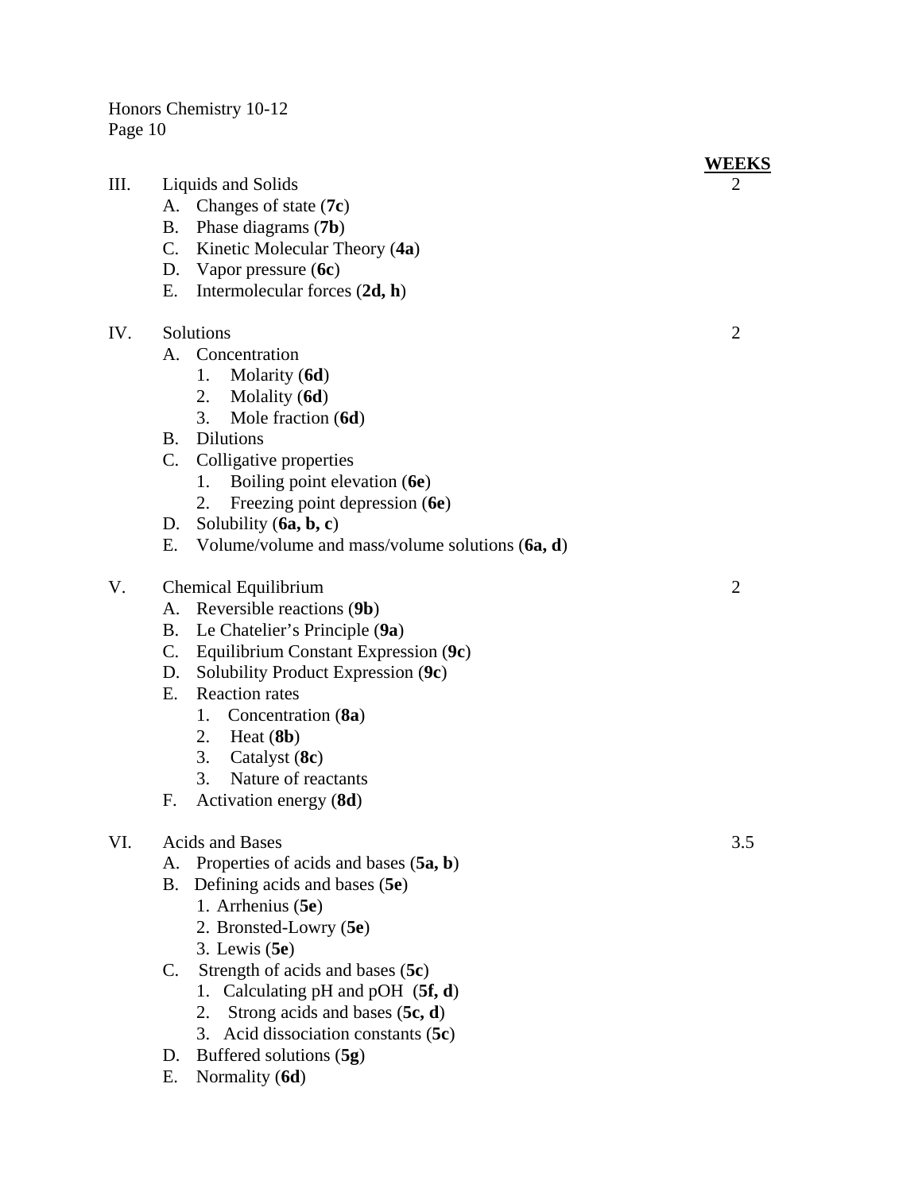**WEEKS**

III. Liquids and Solids — 2

- A. Changes of state (**7c**)
- B. Phase diagrams (**7b**)
- C. Kinetic Molecular Theory (**4a**)
- D. Vapor pressure (**6c**)
- E. Intermolecular forces (**2d, h**)

IV. Solutions — 2

- A. Concentration
  1. Molarity (**6d**)
  2. Molality (**6d**)
  3. Mole fraction (**6d**)
- B. Dilutions
- C. Colligative properties
  1. Boiling point elevation (**6e**)
  2. Freezing point depression (**6e**)
- D. Solubility (**6a, b, c**)
- E. Volume/volume and mass/volume solutions (**6a, d**)

V. Chemical Equilibrium — 2

- A. Reversible reactions (**9b**)
- B. Le Chatelier's Principle (**9a**)
- C. Equilibrium Constant Expression (**9c**)
- D. Solubility Product Expression (**9c**)
- E. Reaction rates
  1. Concentration (**8a**)
  2. Heat (**8b**)
  3. Catalyst (**8c**)
  3. Nature of reactants
- F. Activation energy (**8d**)

VI. Acids and Bases — 3.5

- A. Properties of acids and bases (**5a, b**)
- B. Defining acids and bases (**5e**)
  1. Arrhenius (**5e**)
  2. Bronsted-Lowry (**5e**)
  3. Lewis (**5e**)
- C. Strength of acids and bases (**5c**)
  1. Calculating pH and pOH (**5f, d**)
  2. Strong acids and bases (**5c, d**)
  3. Acid dissociation constants (**5c**)
- D. Buffered solutions (**5g**)
- E. Normality (**6d**)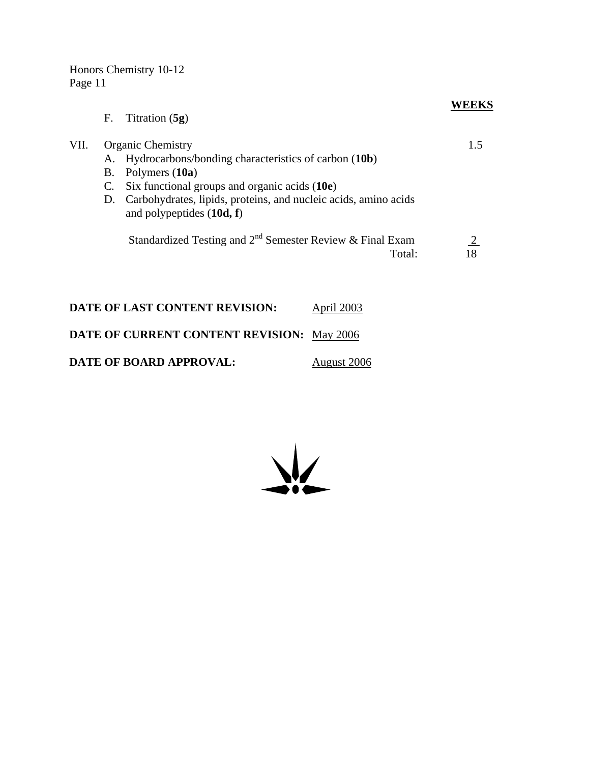**WEEKS**

F. Titration (**5g**)

VII. Organic Chemistry 1.5

A. Hydrocarbons/bonding characteristics of carbon (**10b**)
B. Polymers (**10a**)
C. Six functional groups and organic acids (**10e**)
D. Carbohydrates, lipids, proteins, and nucleic acids, amino acids and polypeptides (**10d, f**)

Standardized Testing and 2nd Semester Review & Final Exam 2

Total: 18

**DATE OF LAST CONTENT REVISION:** April 2003

**DATE OF CURRENT CONTENT REVISION:** May 2006

**DATE OF BOARD APPROVAL:** August 2006